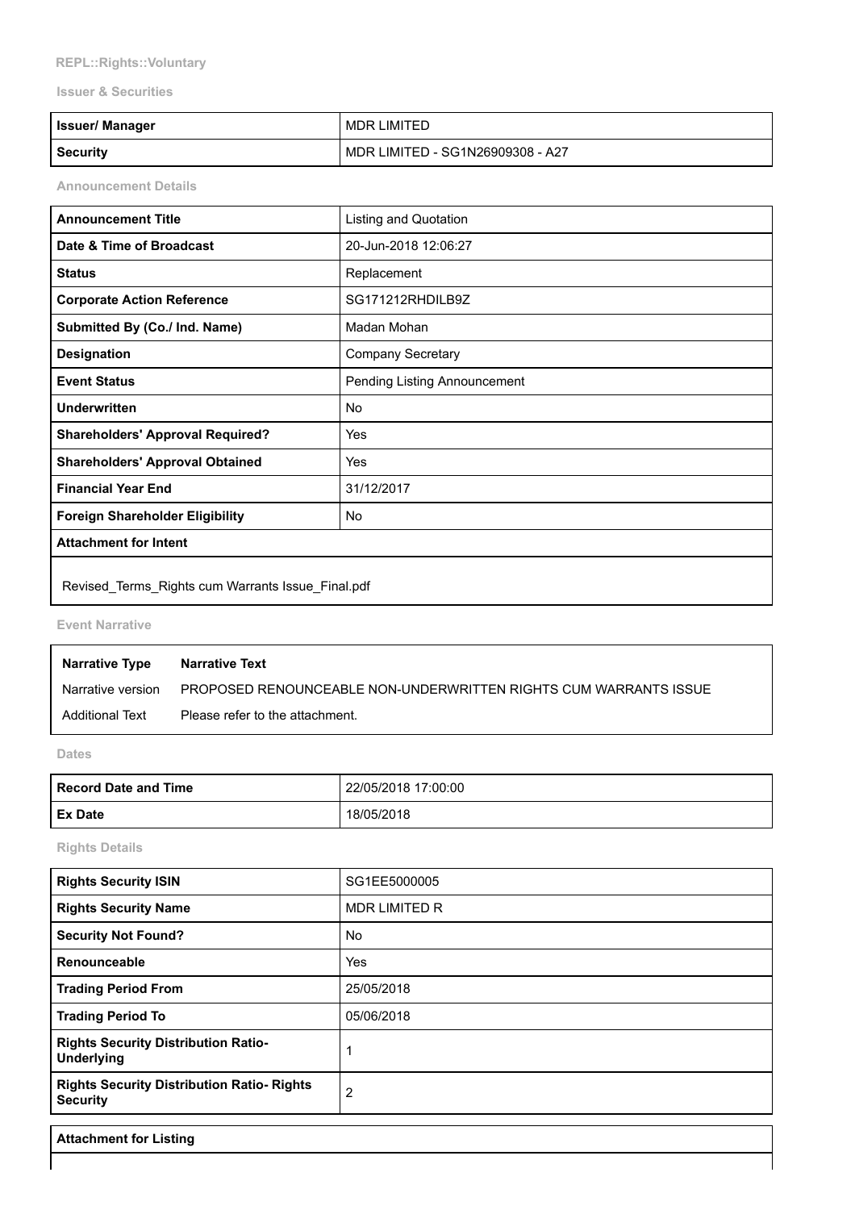REPL::Rights::Voluntary

## Issuer & Securities

| | |
|---|---|
| **Issuer/ Manager** | MDR LIMITED |
| **Security** | MDR LIMITED - SG1N26909308 - A27 |

## Announcement Details

| | |
|---|---|
| **Announcement Title** | Listing and Quotation |
| **Date & Time of Broadcast** | 20-Jun-2018 12:06:27 |
| **Status** | Replacement |
| **Corporate Action Reference** | SG171212RHDILB9Z |
| **Submitted By (Co./ Ind. Name)** | Madan Mohan |
| **Designation** | Company Secretary |
| **Event Status** | Pending Listing Announcement |
| **Underwritten** | No |
| **Shareholders' Approval Required?** | Yes |
| **Shareholders' Approval Obtained** | Yes |
| **Financial Year End** | 31/12/2017 |
| **Foreign Shareholder Eligibility** | No |

**Attachment for Intent**

Revised_Terms_Rights cum Warrants Issue_Final.pdf

## Event Narrative

| Narrative Type | Narrative Text |
|---|---|
| Narrative version | PROPOSED RENOUNCEABLE NON-UNDERWRITTEN RIGHTS CUM WARRANTS ISSUE |
| Additional Text | Please refer to the attachment. |

## Dates

| | |
|---|---|
| **Record Date and Time** | 22/05/2018 17:00:00 |
| **Ex Date** | 18/05/2018 |

## Rights Details

| | |
|---|---|
| **Rights Security ISIN** | SG1EE5000005 |
| **Rights Security Name** | MDR LIMITED R |
| **Security Not Found?** | No |
| **Renounceable** | Yes |
| **Trading Period From** | 25/05/2018 |
| **Trading Period To** | 05/06/2018 |
| **Rights Security Distribution Ratio- Underlying** | 1 |
| **Rights Security Distribution Ratio- Rights Security** | 2 |

**Attachment for Listing**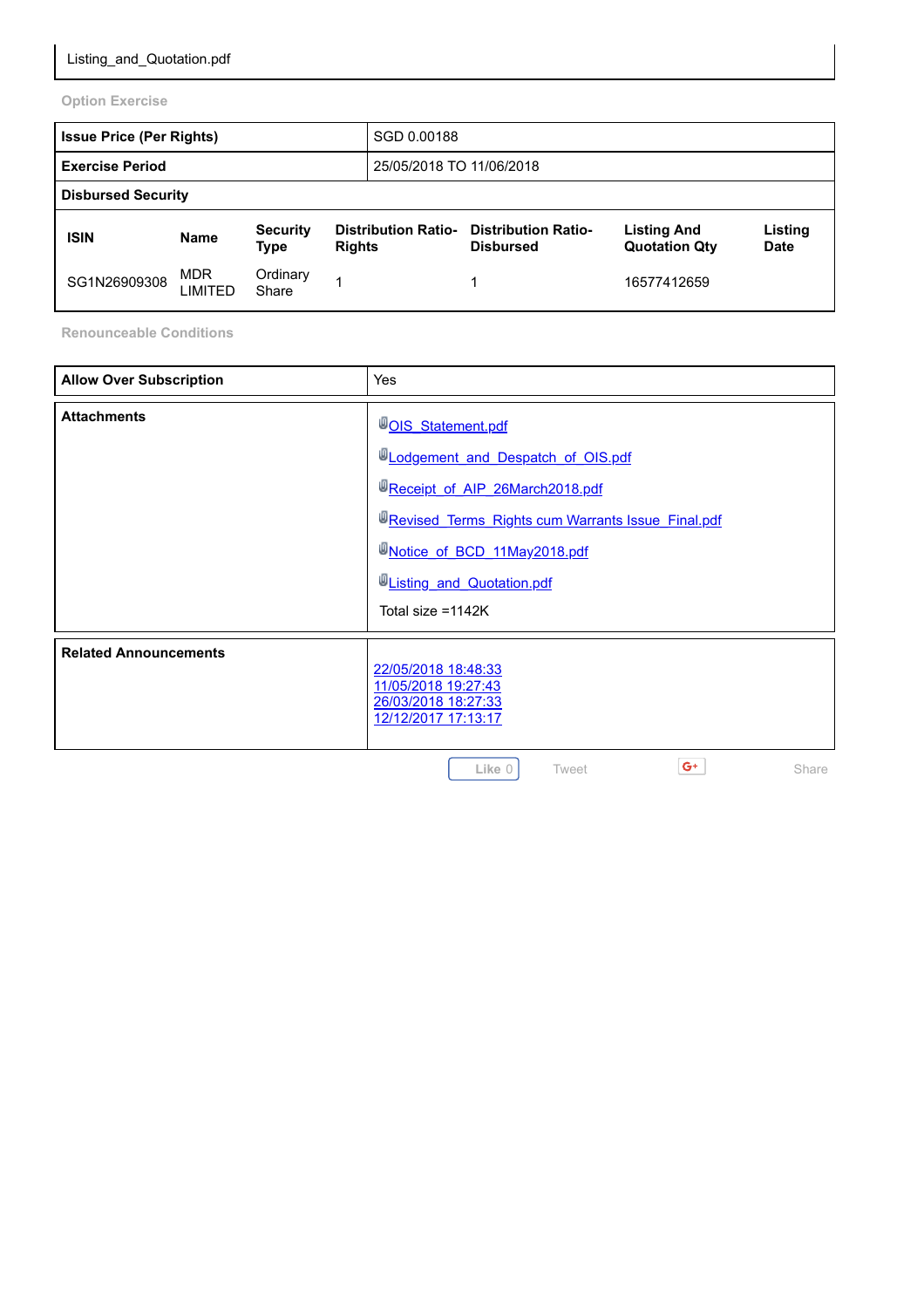Listing_and_Quotation.pdf

Option Exercise

| | |
|---|---|
| **Issue Price (Per Rights)** | SGD 0.00188 |
| **Exercise Period** | 25/05/2018 TO 11/06/2018 |

**Disbursed Security**

| ISIN | Name | Security Type | Distribution Ratio-Rights | Distribution Ratio-Disbursed | Listing And Quotation Qty | Listing Date |
|---|---|---|---|---|---|---|
| SG1N26909308 | MDR LIMITED | Ordinary Share | 1 | 1 | 16577412659 | |

Renounceable Conditions

| | |
|---|---|
| **Allow Over Subscription** | Yes |

| | |
|---|---|
| **Attachments** | OIS_Statement.pdf<br>Lodgement_and_Despatch_of_OIS.pdf<br>Receipt_of_AIP_26March2018.pdf<br>Revised_Terms_Rights cum Warrants Issue_Final.pdf<br>Notice_of_BCD_11May2018.pdf<br>Listing_and_Quotation.pdf<br>Total size =1142K |

| | |
|---|---|
| **Related Announcements** | 22/05/2018 18:48:33<br>11/05/2018 19:27:43<br>26/03/2018 18:27:33<br>12/12/2017 17:13:17 |